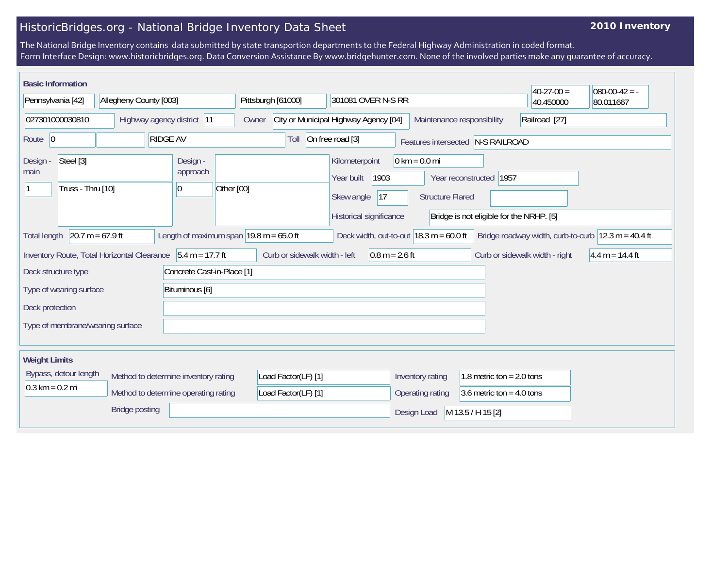# HistoricBridges.org - National Bridge Inventory Data Sheet

**2010 Inventory**

The National Bridge Inventory contains data submitted by state transportion departments to the Federal Highway Administration in coded format.
Form Interface Design: www.historicbridges.org. Data Conversion Assistance By www.bridgehunter.com. None of the involved parties make any guarantee of accuracy.

## Basic Information

| | |
|---|---|
| State | Pennsylvania [42] |
| County | Allegheny County [003] |
| Place | Pittsburgh [61000] |
| Facility | 301081 OVER N-S RR |
| Latitude | 40-27-00 = 40.450000 |
| Longitude | 080-00-42 = -80.011667 |
| Structure Number | 027301000030810 |
| Highway agency district | 11 |
| Owner | City or Municipal Highway Agency [04] |
| Maintenance responsibility | Railroad [27] |
| Route | 0 |
| Route name | RIDGE AV |
| Toll | On free road [3] |
| Features intersected | N-S RAILROAD |
| Design - main | Steel [3] |
| Design - main (spans) | 1 |
| Design - main (type) | Truss - Thru [10] |
| Design - approach | |
| Design - approach (spans) | 0 |
| Design - approach (type) | Other [00] |
| Kilometerpoint | 0 km = 0.0 mi |
| Year built | 1903 |
| Year reconstructed | 1957 |
| Skew angle | 17 |
| Structure Flared | |
| Historical significance | Bridge is not eligible for the NRHP. [5] |
| Total length | 20.7 m = 67.9 ft |
| Length of maximum span | 19.8 m = 65.0 ft |
| Deck width, out-to-out | 18.3 m = 60.0 ft |
| Bridge roadway width, curb-to-curb | 12.3 m = 40.4 ft |
| Inventory Route, Total Horizontal Clearance | 5.4 m = 17.7 ft |
| Curb or sidewalk width - left | 0.8 m = 2.6 ft |
| Curb or sidewalk width - right | 4.4 m = 14.4 ft |
| Deck structure type | Concrete Cast-in-Place [1] |
| Type of wearing surface | Bituminous [6] |
| Deck protection | |
| Type of membrane/wearing surface | |

## Weight Limits

| | |
|---|---|
| Bypass, detour length | 0.3 km = 0.2 mi |
| Method to determine inventory rating | Load Factor(LF) [1] |
| Method to determine operating rating | Load Factor(LF) [1] |
| Inventory rating | 1.8 metric ton = 2.0 tons |
| Operating rating | 3.6 metric ton = 4.0 tons |
| Bridge posting | |
| Design Load | M 13.5 / H 15 [2] |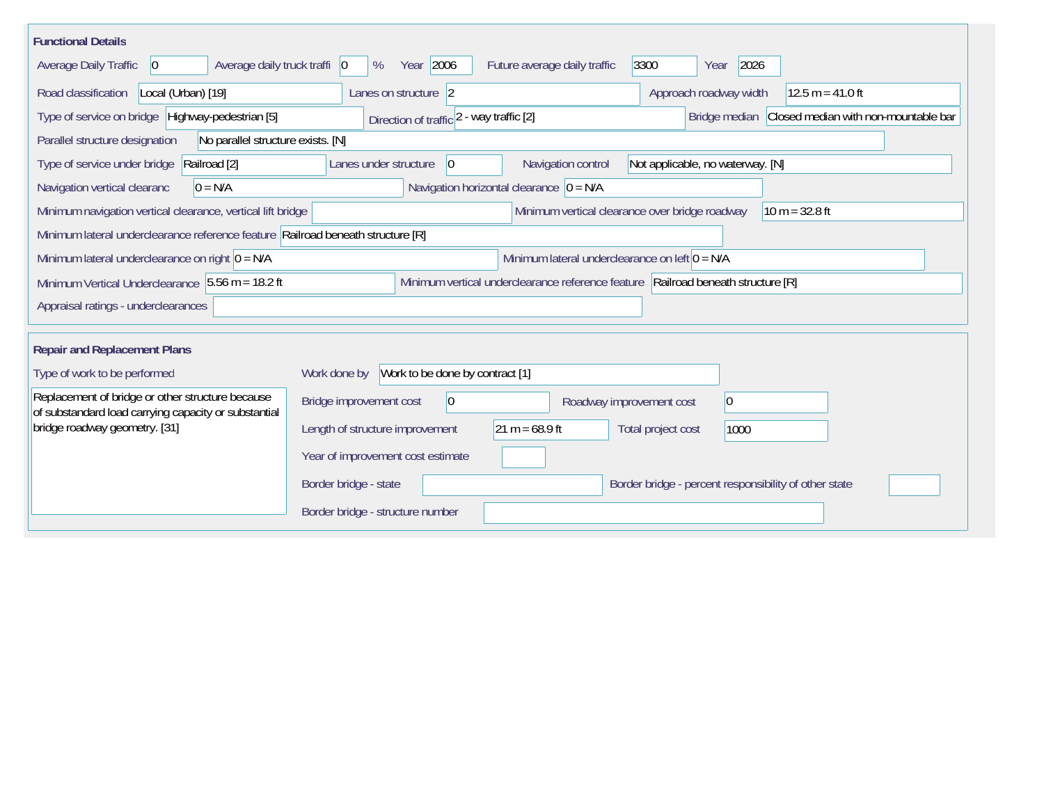## Functional Details

| Field | Value |
|---|---|
| Average Daily Traffic | 0 |
| Average daily truck traffi | 0 % |
| Year | 2006 |
| Future average daily traffic | 3300 |
| Year | 2026 |
| Road classification | Local (Urban) [19] |
| Lanes on structure | 2 |
| Approach roadway width | 12.5 m = 41.0 ft |
| Type of service on bridge | Highway-pedestrian [5] |
| Direction of traffic | 2 - way traffic [2] |
| Bridge median | Closed median with non-mountable bar |
| Parallel structure designation | No parallel structure exists. [N] |
| Type of service under bridge | Railroad [2] |
| Lanes under structure | 0 |
| Navigation control | Not applicable, no waterway. [N] |
| Navigation vertical clearanc | 0 = N/A |
| Navigation horizontal clearance | 0 = N/A |
| Minimum navigation vertical clearance, vertical lift bridge | |
| Minimum vertical clearance over bridge roadway | 10 m = 32.8 ft |
| Minimum lateral underclearance reference feature | Railroad beneath structure [R] |
| Minimum lateral underclearance on right | 0 = N/A |
| Minimum lateral underclearance on left | 0 = N/A |
| Minimum Vertical Underclearance | 5.56 m = 18.2 ft |
| Minimum vertical underclearance reference feature | Railroad beneath structure [R] |
| Appraisal ratings - underclearances | |

## Repair and Replacement Plans

**Type of work to be performed**

Replacement of bridge or other structure because of substandard load carrying capacity or substantial bridge roadway geometry. [31]

| Field | Value |
|---|---|
| Work done by | Work to be done by contract [1] |
| Bridge improvement cost | 0 |
| Roadway improvement cost | 0 |
| Length of structure improvement | 21 m = 68.9 ft |
| Total project cost | 1000 |
| Year of improvement cost estimate | |
| Border bridge - state | |
| Border bridge - percent responsibility of other state | |
| Border bridge - structure number | |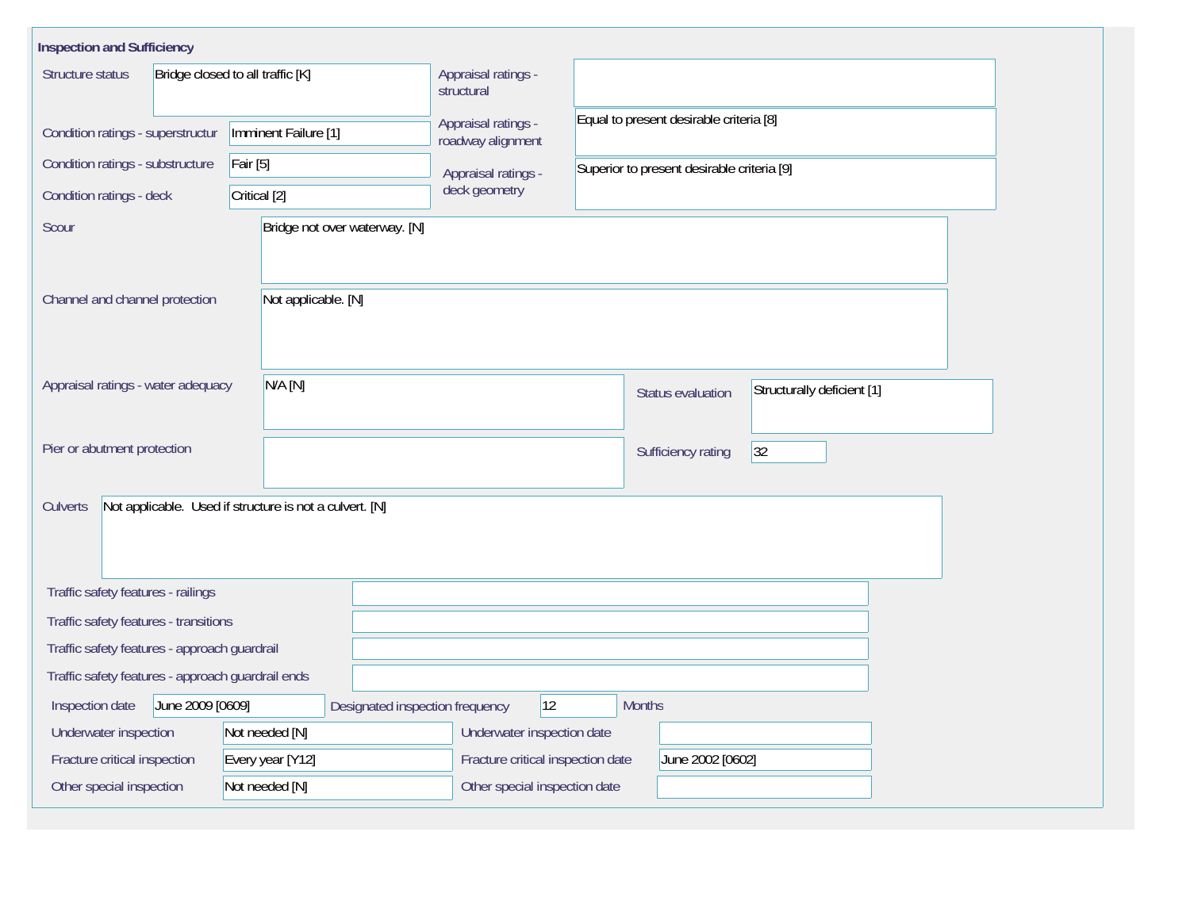## Inspection and Sufficiency

| Field | Value |
|---|---|
| Structure status | Bridge closed to all traffic [K] |
| Condition ratings - superstructur | Imminent Failure [1] |
| Condition ratings - substructure | Fair [5] |
| Condition ratings - deck | Critical [2] |
| Appraisal ratings - structural | |
| Appraisal ratings - roadway alignment | Equal to present desirable criteria [8] |
| Appraisal ratings - deck geometry | Superior to present desirable criteria [9] |
| Scour | Bridge not over waterway. [N] |
| Channel and channel protection | Not applicable. [N] |
| Appraisal ratings - water adequacy | N/A [N] |
| Status evaluation | Structurally deficient [1] |
| Pier or abutment protection | |
| Sufficiency rating | 32 |
| Culverts | Not applicable. Used if structure is not a culvert. [N] |
| Traffic safety features - railings | |
| Traffic safety features - transitions | |
| Traffic safety features - approach guardrail | |
| Traffic safety features - approach guardrail ends | |
| Inspection date | June 2009 [0609] |
| Designated inspection frequency | 12 Months |
| Underwater inspection | Not needed [N] |
| Underwater inspection date | |
| Fracture critical inspection | Every year [Y12] |
| Fracture critical inspection date | June 2002 [0602] |
| Other special inspection | Not needed [N] |
| Other special inspection date | |